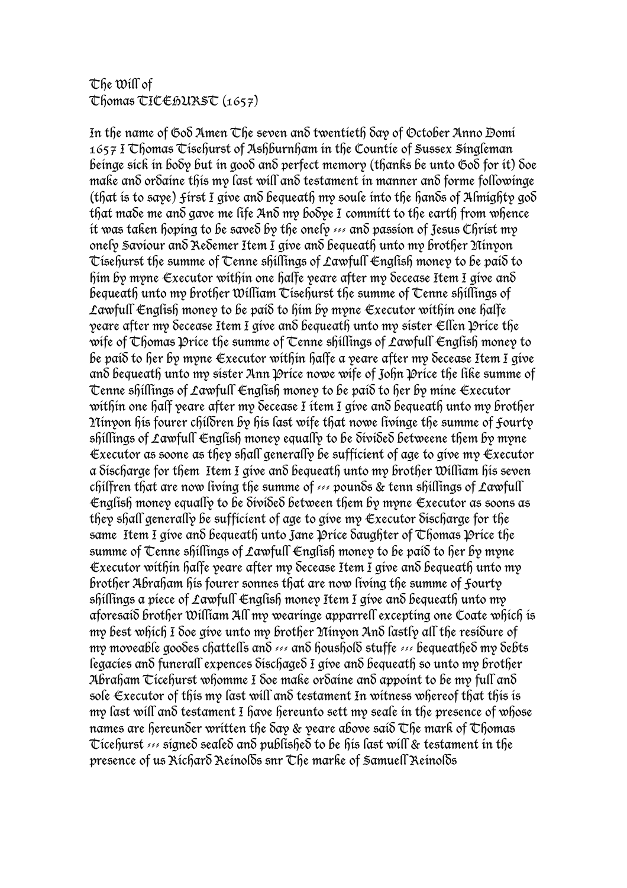The Will of
Thomas TICEHURST (1657)

In the name of God Amen The seven and twentieth day of October Anno Domi 1657 I Thomas Tisehurst of Ashburnham in the Countie of Sussex Singleman beinge sick in body but in good and perfect memory (thanks be unto God for it) doe make and ordaine this my last will and testament in manner and forme followinge (that is to saye) First I give and bequeath my soule into the hands of Almighty god that made me and gave me life And my bodye I committ to the earth from whence it was taken hoping to be saved by the onely ??? and passion of Jesus Christ my onely Saviour and Redemer Item I give and bequeath unto my brother Ninyon Tisehurst the summe of Tenne shillings of Lawfull English money to be paid to him by myne Executor within one halfe yeare after my decease Item I give and bequeath unto my brother William Tisehurst the summe of Tenne shillings of Lawfull English money to be paid to him by myne Executor within one halfe yeare after my decease Item I give and bequeath unto my sister Ellen Price the wife of Thomas Price the summe of Tenne shillings of Lawfull English money to be paid to her by myne Executor within halfe a yeare after my decease Item I give and bequeath unto my sister Ann Price nowe wife of John Price the like summe of Tenne shillings of Lawfull English money to be paid to her by mine Executor within one half yeare after my decease I item I give and bequeath unto my brother Ninyon his fourer children by his last wife that nowe livinge the summe of Fourty shillings of Lawfull English money equally to be divided betweene them by myne Executor as soone as they shall generally be sufficient of age to give my Executor a discharge for them  Item I give and bequeath unto my brother William his seven chilfren that are now living the summe of ??? pounds & tenn shillings of Lawfull English money equally to be divided between them by myne Executor as soons as they shall generally be sufficient of age to give my Executor discharge for the same  Item I give and bequeath unto Jane Price daughter of Thomas Price the summe of Tenne shillings of Lawfull English money to be paid to her by myne Executor within halfe yeare after my decease Item I give and bequeath unto my brother Abraham his fourer sonnes that are now living the summe of Fourty shillings a piece of Lawfull English money Item I give and bequeath unto my aforesaid brother William All my wearinge apparrell excepting one Coate which is my best which I doe give unto my brother Ninyon And lastly all the residure of my moveable goodes chattells and ??? and houshold stuffe ??? bequeathed my debts legacies and funerall expences dischaged I give and bequeath so unto my brother Abraham Ticehurst whomme I doe make ordaine and appoint to be my full and sole Executor of this my last will and testament In witness whereof that this is my last will and testament I have hereunto sett my seale in the presence of whose names are hereunder written the day & yeare above said The mark of Thomas Ticehurst ??? signed sealed and published to be his last will & testament in the presence of us Richard Reinolds snr The marke of Samuell Reinolds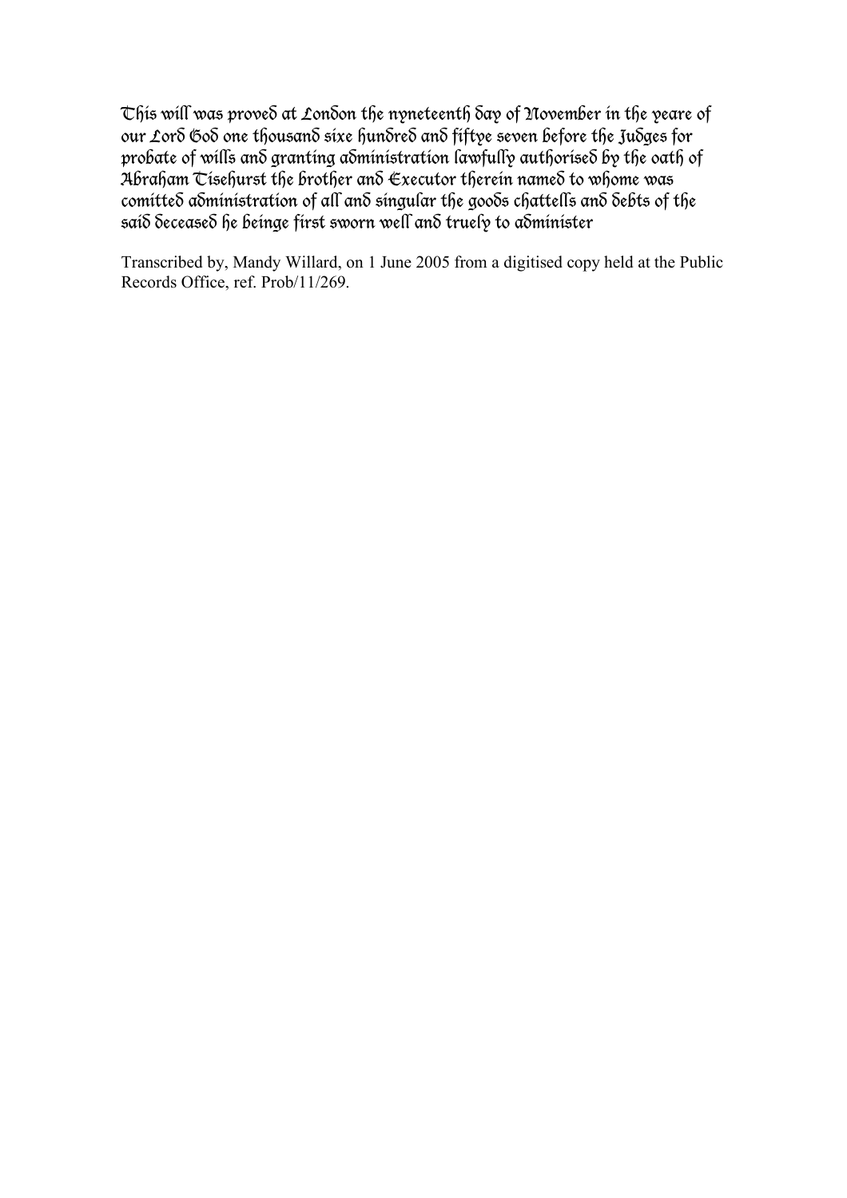This will was proved at London the nyneteenth day of November in the yeare of our Lord God one thousand sixe hundred and fiftye seven before the Judges for probate of wills and granting administration lawfully authorised by the oath of Abraham Tisehurst the brother and Executor therein named to whome was comitted administration of all and singular the goods chattells and debts of the said deceased he beinge first sworn well and truely to administer

Transcribed by, Mandy Willard, on 1 June 2005 from a digitised copy held at the Public Records Office, ref. Prob/11/269.